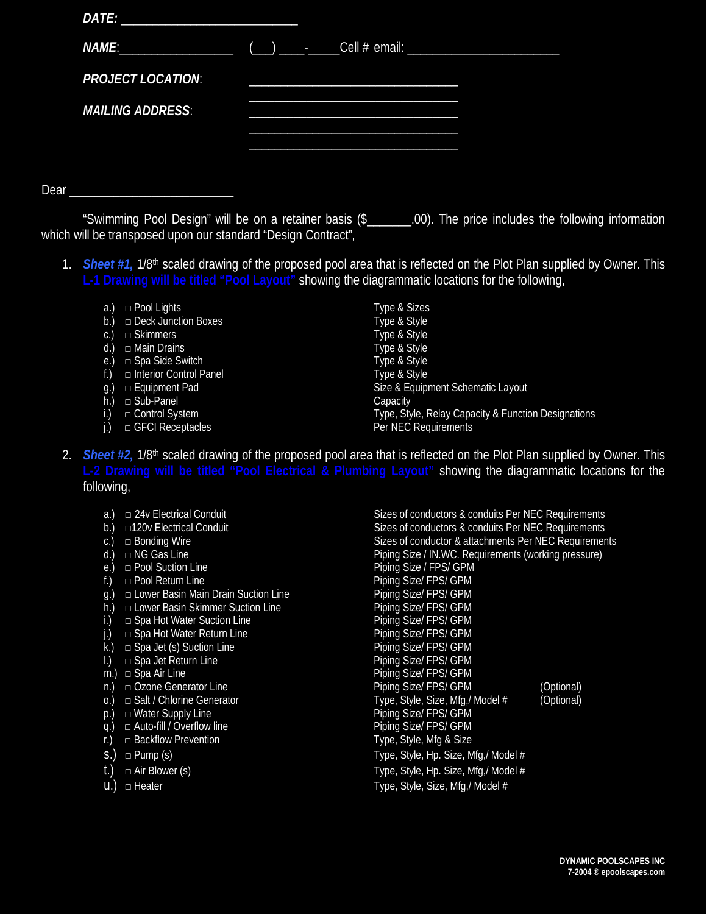***DATE:*** ___________________________

***NAME***:_________________ (___) ____-_____Cell # email: ________________________

***PROJECT LOCATION***: _________________________________

_________________________________

***MAILING ADDRESS***: _________________________________

_________________________________

_________________________________

Dear _________________________

"Swimming Pool Design" will be on a retainer basis ($_______.00). The price includes the following information which will be transposed upon our standard "Design Contract",

1. ***Sheet #1,*** 1/8th scaled drawing of the proposed pool area that is reflected on the Plot Plan supplied by Owner. This **L-1 Drawing will be titled "Pool Layout"** showing the diagrammatic locations for the following,

| | Item | Details |
|---|---|---|
| a.) | □ Pool Lights | Type & Sizes |
| b.) | □ Deck Junction Boxes | Type & Style |
| c.) | □ Skimmers | Type & Style |
| d.) | □ Main Drains | Type & Style |
| e.) | □ Spa Side Switch | Type & Style |
| f.) | □ Interior Control Panel | Type & Style |
| g.) | □ Equipment Pad | Size & Equipment Schematic Layout |
| h.) | □ Sub-Panel | Capacity |
| i.) | □ Control System | Type, Style, Relay Capacity & Function Designations |
| j.) | □ GFCI Receptacles | Per NEC Requirements |

2. ***Sheet #2,*** 1/8th scaled drawing of the proposed pool area that is reflected on the Plot Plan supplied by Owner. This **L-2 Drawing will be titled "Pool Electrical & Plumbing Layout"** showing the diagrammatic locations for the following,

| | Item | Details | |
|---|---|---|---|
| a.) | □ 24v Electrical Conduit | Sizes of conductors & conduits Per NEC Requirements | |
| b.) | □120v Electrical Conduit | Sizes of conductors & conduits Per NEC Requirements | |
| c.) | □ Bonding Wire | Sizes of conductor & attachments Per NEC Requirements | |
| d.) | □ NG Gas Line | Piping Size / IN.WC. Requirements (working pressure) | |
| e.) | □ Pool Suction Line | Piping Size / FPS/ GPM | |
| f.) | □ Pool Return Line | Piping Size/ FPS/ GPM | |
| g.) | □ Lower Basin Main Drain Suction Line | Piping Size/ FPS/ GPM | |
| h.) | □ Lower Basin Skimmer Suction Line | Piping Size/ FPS/ GPM | |
| i.) | □ Spa Hot Water Suction Line | Piping Size/ FPS/ GPM | |
| j.) | □ Spa Hot Water Return Line | Piping Size/ FPS/ GPM | |
| k.) | □ Spa Jet (s) Suction Line | Piping Size/ FPS/ GPM | |
| l.) | □ Spa Jet Return Line | Piping Size/ FPS/ GPM | |
| m.) | □ Spa Air Line | Piping Size/ FPS/ GPM | |
| n.) | □ Ozone Generator Line | Piping Size/ FPS/ GPM | (Optional) |
| o.) | □ Salt / Chlorine Generator | Type, Style, Size, Mfg,/ Model # | (Optional) |
| p.) | □ Water Supply Line | Piping Size/ FPS/ GPM | |
| q.) | □ Auto-fill / Overflow line | Piping Size/ FPS/ GPM | |
| r.) | □ Backflow Prevention | Type, Style, Mfg & Size | |
| s.) | □ Pump (s) | Type, Style, Hp. Size, Mfg,/ Model # | |
| t.) | □ Air Blower (s) | Type, Style, Hp. Size, Mfg,/ Model # | |
| u.) | □ Heater | Type, Style, Size, Mfg,/ Model # | |

**DYNAMIC POOLSCAPES INC**
**7-2004 ® epoolscapes.com**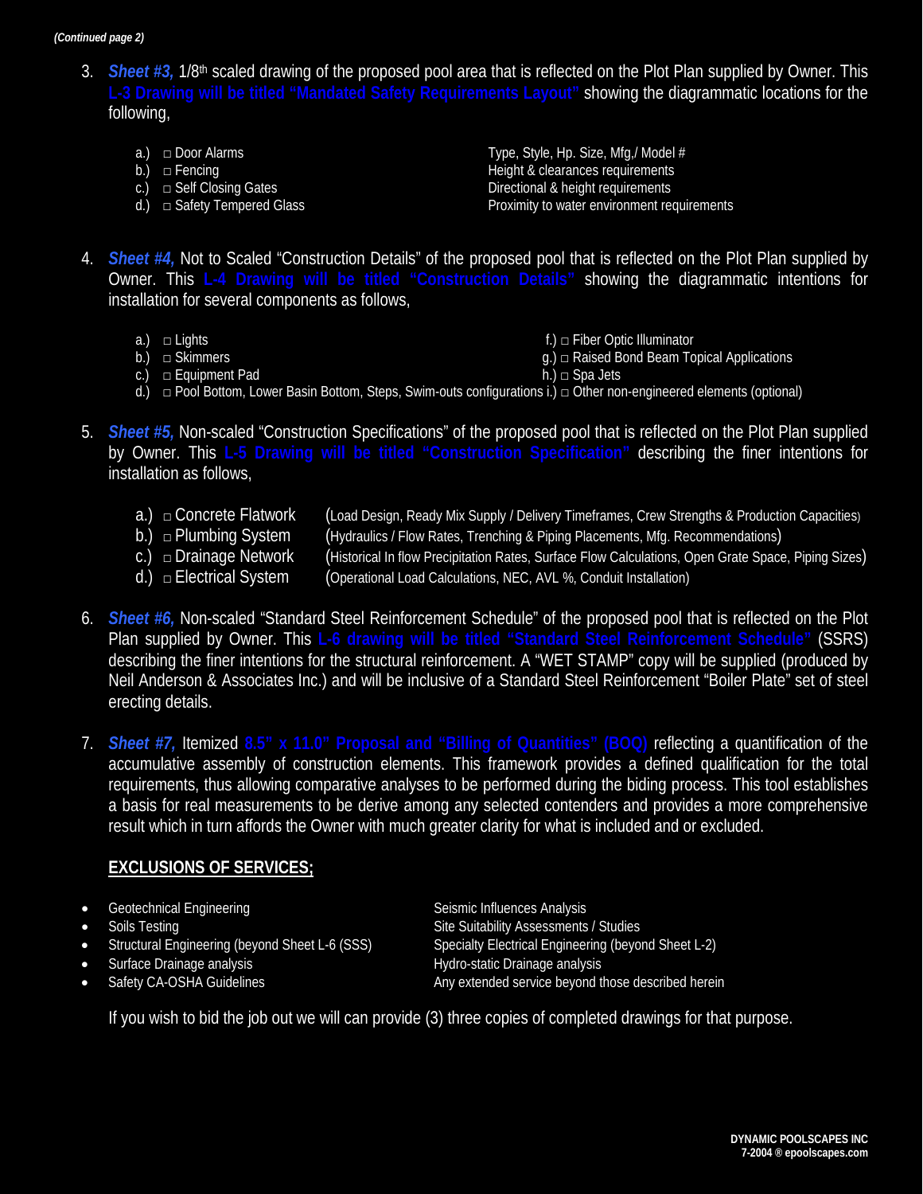*(Continued page 2)*

3. ***Sheet #3,*** 1/8th scaled drawing of the proposed pool area that is reflected on the Plot Plan supplied by Owner. This **L-3 Drawing will be titled "Mandated Safety Requirements Layout"** showing the diagrammatic locations for the following,

   a.) □ Door Alarms — Type, Style, Hp. Size, Mfg./ Model #
   b.) □ Fencing — Height & clearances requirements
   c.) □ Self Closing Gates — Directional & height requirements
   d.) □ Safety Tempered Glass — Proximity to water environment requirements

4. ***Sheet #4,*** Not to Scaled "Construction Details" of the proposed pool that is reflected on the Plot Plan supplied by Owner. This **L-4 Drawing will be titled "Construction Details"** showing the diagrammatic intentions for installation for several components as follows,

   a.) □ Lights
   b.) □ Skimmers
   c.) □ Equipment Pad
   d.) □ Pool Bottom, Lower Basin Bottom, Steps, Swim-outs configurations
   f.) □ Fiber Optic Illuminator
   g.) □ Raised Bond Beam Topical Applications
   h.) □ Spa Jets
   i.) □ Other non-engineered elements (optional)

5. ***Sheet #5,*** Non-scaled "Construction Specifications" of the proposed pool that is reflected on the Plot Plan supplied by Owner. This **L-5 Drawing will be titled "Construction Specification"** describing the finer intentions for installation as follows,

   a.) □ Concrete Flatwork (Load Design, Ready Mix Supply / Delivery Timeframes, Crew Strengths & Production Capacities)
   b.) □ Plumbing System (Hydraulics / Flow Rates, Trenching & Piping Placements, Mfg. Recommendations)
   c.) □ Drainage Network (Historical In flow Precipitation Rates, Surface Flow Calculations, Open Grate Space, Piping Sizes)
   d.) □ Electrical System (Operational Load Calculations, NEC, AVL %, Conduit Installation)

6. ***Sheet #6,*** Non-scaled "Standard Steel Reinforcement Schedule" of the proposed pool that is reflected on the Plot Plan supplied by Owner. This **L-6 drawing will be titled "Standard Steel Reinforcement Schedule"** (SSRS) describing the finer intentions for the structural reinforcement. A "WET STAMP" copy will be supplied (produced by Neil Anderson & Associates Inc.) and will be inclusive of a Standard Steel Reinforcement "Boiler Plate" set of steel erecting details.

7. ***Sheet #7,*** Itemized **8.5" x 11.0" Proposal and "Billing of Quantities" (BOQ)** reflecting a quantification of the accumulative assembly of construction elements. This framework provides a defined qualification for the total requirements, thus allowing comparative analyses to be performed during the biding process. This tool establishes a basis for real measurements to be derive among any selected contenders and provides a more comprehensive result which in turn affords the Owner with much greater clarity for what is included and or excluded.

**<u>EXCLUSIONS OF SERVICES;</u>**

- Geotechnical Engineering
- Soils Testing
- Structural Engineering (beyond Sheet L-6 (SSS)
- Surface Drainage analysis
- Safety CA-OSHA Guidelines
- Seismic Influences Analysis
- Site Suitability Assessments / Studies
- Specialty Electrical Engineering (beyond Sheet L-2)
- Hydro-static Drainage analysis
- Any extended service beyond those described herein

If you wish to bid the job out we will can provide (3) three copies of completed drawings for that purpose.

**DYNAMIC POOLSCAPES INC**
**7-2004 ® epoolscapes.com**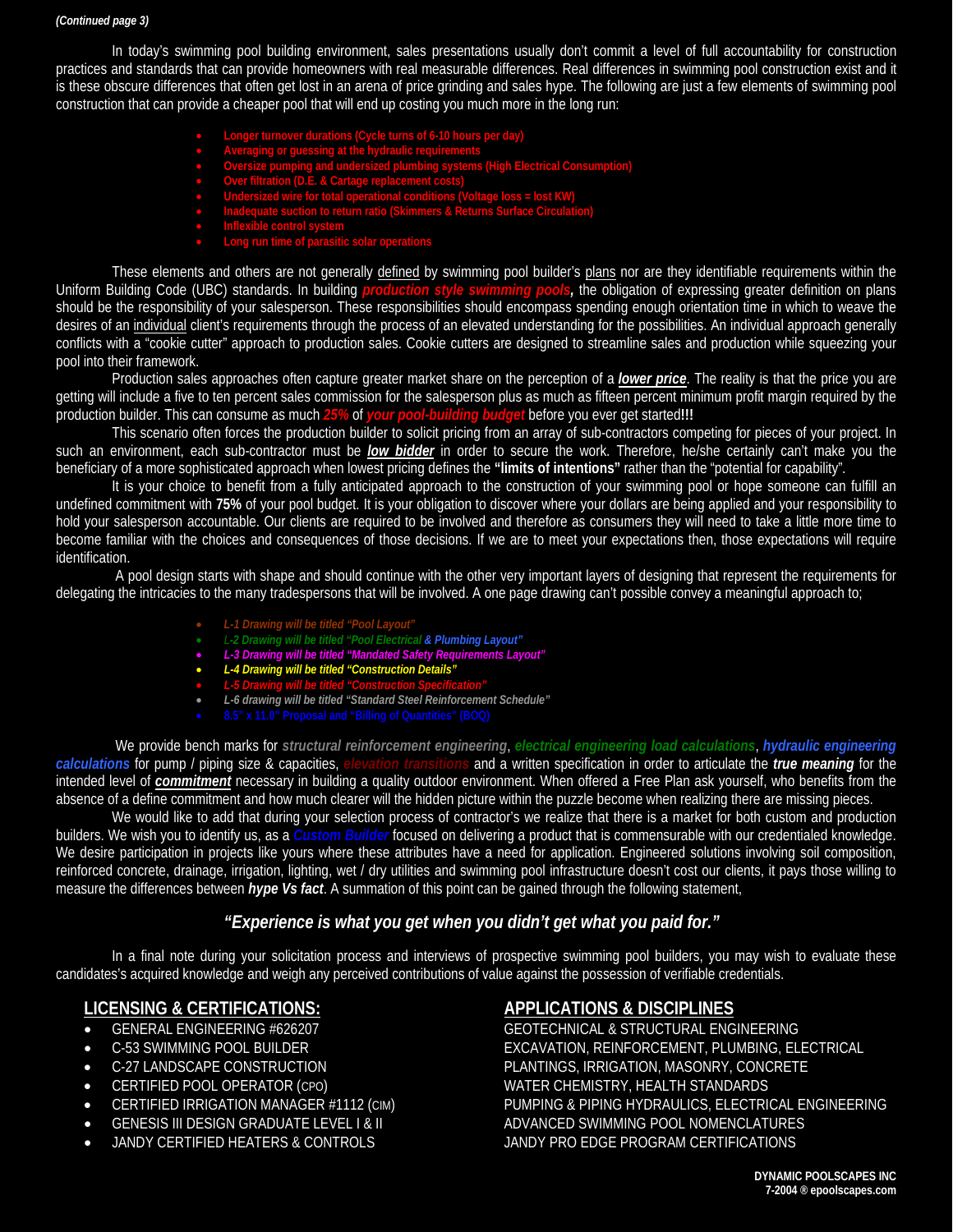*(Continued page 3)*

In today's swimming pool building environment, sales presentations usually don't commit a level of full accountability for construction practices and standards that can provide homeowners with real measurable differences. Real differences in swimming pool construction exist and it is these obscure differences that often get lost in an arena of price grinding and sales hype. The following are just a few elements of swimming pool construction that can provide a cheaper pool that will end up costing you much more in the long run:

- **Longer turnover durations (Cycle turns of 6-10 hours per day)**
- **Averaging or guessing at the hydraulic requirements**
- **Oversize pumping and undersized plumbing systems (High Electrical Consumption)**
- **Over filtration (D.E. & Cartage replacement costs)**
- **Undersized wire for total operational conditions (Voltage loss = lost KW)**
- **Inadequate suction to return ratio (Skimmers & Returns Surface Circulation)**
- **Inflexible control system**
- **Long run time of parasitic solar operations**

These elements and others are not generally defined by swimming pool builder's plans nor are they identifiable requirements within the Uniform Building Code (UBC) standards. In building ***production style swimming pools***, the obligation of expressing greater definition on plans should be the responsibility of your salesperson. These responsibilities should encompass spending enough orientation time in which to weave the desires of an individual client's requirements through the process of an elevated understanding for the possibilities. An individual approach generally conflicts with a "cookie cutter" approach to production sales. Cookie cutters are designed to streamline sales and production while squeezing your pool into their framework.

Production sales approaches often capture greater market share on the perception of a ***lower price***. The reality is that the price you are getting will include a five to ten percent sales commission for the salesperson plus as much as fifteen percent minimum profit margin required by the production builder. This can consume as much ***25%*** of ***your pool-building budget*** before you ever get started**!!!**

This scenario often forces the production builder to solicit pricing from an array of sub-contractors competing for pieces of your project. In such an environment, each sub-contractor must be ***low bidder*** in order to secure the work. Therefore, he/she certainly can't make you the beneficiary of a more sophisticated approach when lowest pricing defines the **"limits of intentions"** rather than the "potential for capability".

It is your choice to benefit from a fully anticipated approach to the construction of your swimming pool or hope someone can fulfill an undefined commitment with **75%** of your pool budget. It is your obligation to discover where your dollars are being applied and your responsibility to hold your salesperson accountable. Our clients are required to be involved and therefore as consumers they will need to take a little more time to become familiar with the choices and consequences of those decisions. If we are to meet your expectations then, those expectations will require identification.

A pool design starts with shape and should continue with the other very important layers of designing that represent the requirements for delegating the intricacies to the many tradespersons that will be involved. A one page drawing can't possible convey a meaningful approach to;

- ***L-1 Drawing will be titled "Pool Layout"***
- ***L-2 Drawing will be titled "Pool Electrical & Plumbing Layout"***
- ***L-3 Drawing will be titled "Mandated Safety Requirements Layout"***
- ***L-4 Drawing will be titled "Construction Details"***
- ***L-5 Drawing will be titled "Construction Specification"***
- ***L-6 drawing will be titled "Standard Steel Reinforcement Schedule"***
- **8.5" x 11.0" Proposal and "Billing of Quantities" (BOQ)**

We provide bench marks for ***structural reinforcement engineering***, ***electrical engineering load calculations***, ***hydraulic engineering calculations*** for pump / piping size & capacities, ***elevation transitions*** and a written specification in order to articulate the ***true meaning*** for the intended level of ***commitment*** necessary in building a quality outdoor environment. When offered a Free Plan ask yourself, who benefits from the absence of a define commitment and how much clearer will the hidden picture within the puzzle become when realizing there are missing pieces.

We would like to add that during your selection process of contractor's we realize that there is a market for both custom and production builders. We wish you to identify us, as a ***Custom Builder*** focused on delivering a product that is commensurable with our credentialed knowledge. We desire participation in projects like yours where these attributes have a need for application. Engineered solutions involving soil composition, reinforced concrete, drainage, irrigation, lighting, wet / dry utilities and swimming pool infrastructure doesn't cost our clients, it pays those willing to measure the differences between ***hype Vs fact***. A summation of this point can be gained through the following statement,

***"Experience is what you get when you didn't get what you paid for."***

In a final note during your solicitation process and interviews of prospective swimming pool builders, you may wish to evaluate these candidates's acquired knowledge and weigh any perceived contributions of value against the possession of verifiable credentials.

## LICENSING & CERTIFICATIONS:

- GENERAL ENGINEERING #626207
- C-53 SWIMMING POOL BUILDER
- C-27 LANDSCAPE CONSTRUCTION
- CERTIFIED POOL OPERATOR (CPO)
- CERTIFIED IRRIGATION MANAGER #1112 (CIM)
- GENESIS III DESIGN GRADUATE LEVEL I & II
- JANDY CERTIFIED HEATERS & CONTROLS

## APPLICATIONS & DISCIPLINES

GEOTECHNICAL & STRUCTURAL ENGINEERING
EXCAVATION, REINFORCEMENT, PLUMBING, ELECTRICAL
PLANTINGS, IRRIGATION, MASONRY, CONCRETE
WATER CHEMISTRY, HEALTH STANDARDS
PUMPING & PIPING HYDRAULICS, ELECTRICAL ENGINEERING
ADVANCED SWIMMING POOL NOMENCLATURES
JANDY PRO EDGE PROGRAM CERTIFICATIONS

**DYNAMIC POOLSCAPES INC**
**7-2004 ® epoolscapes.com**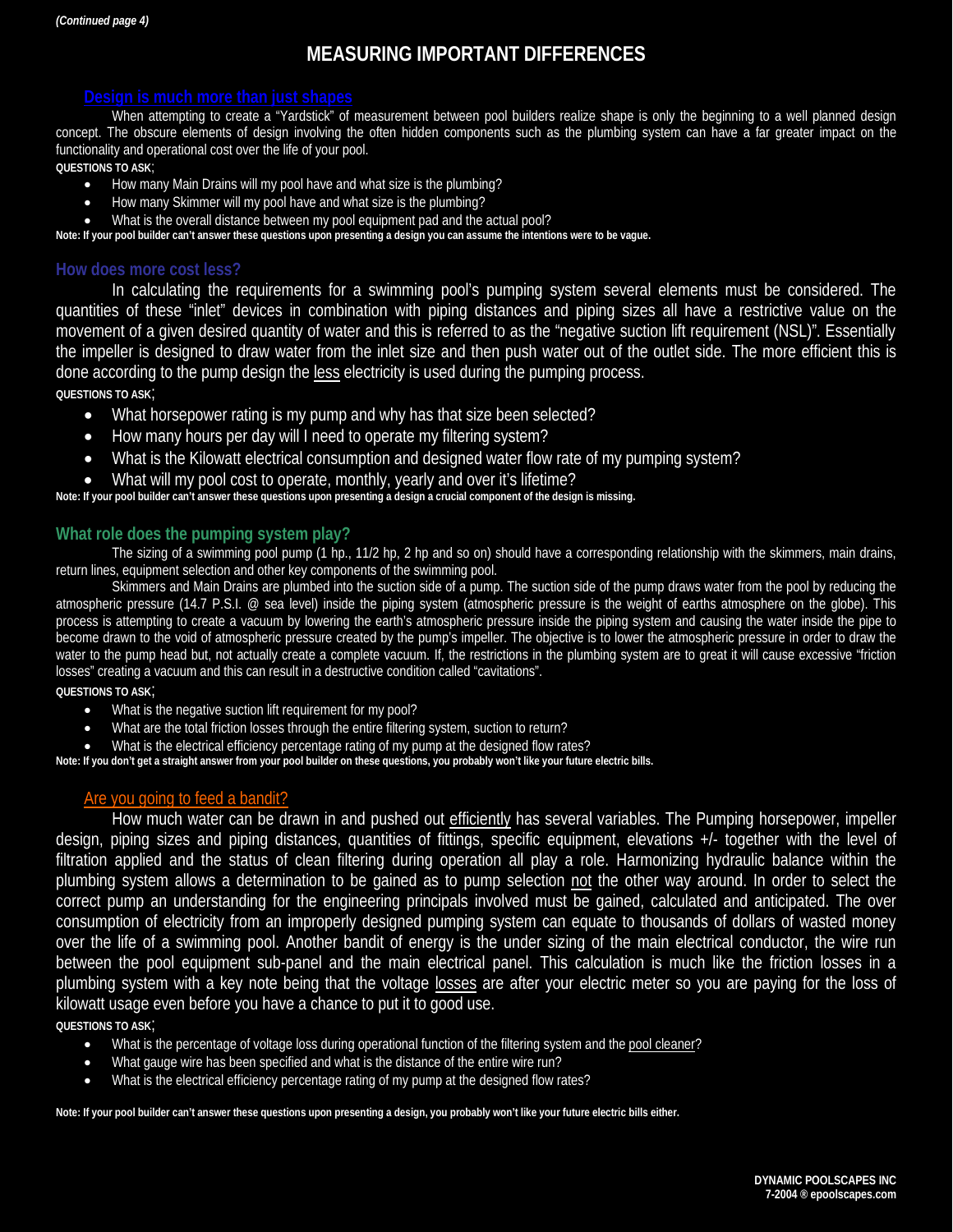*(Continued page 4)*

# MEASURING IMPORTANT DIFFERENCES

## Design is much more than just shapes

When attempting to create a "Yardstick" of measurement between pool builders realize shape is only the beginning to a well planned design concept. The obscure elements of design involving the often hidden components such as the plumbing system can have a far greater impact on the functionality and operational cost over the life of your pool.

**QUESTIONS TO ASK**;

- How many Main Drains will my pool have and what size is the plumbing?
- How many Skimmer will my pool have and what size is the plumbing?
- What is the overall distance between my pool equipment pad and the actual pool?

**Note: If your pool builder can't answer these questions upon presenting a design you can assume the intentions were to be vague.**

## How does more cost less?

In calculating the requirements for a swimming pool's pumping system several elements must be considered. The quantities of these "inlet" devices in combination with piping distances and piping sizes all have a restrictive value on the movement of a given desired quantity of water and this is referred to as the "negative suction lift requirement (NSL)". Essentially the impeller is designed to draw water from the inlet size and then push water out of the outlet side. The more efficient this is done according to the pump design the <u>less</u> electricity is used during the pumping process.

**QUESTIONS TO ASK**;

- What horsepower rating is my pump and why has that size been selected?
- How many hours per day will I need to operate my filtering system?
- What is the Kilowatt electrical consumption and designed water flow rate of my pumping system?
- What will my pool cost to operate, monthly, yearly and over it's lifetime?

**Note: If your pool builder can't answer these questions upon presenting a design a crucial component of the design is missing.**

## What role does the pumping system play?

The sizing of a swimming pool pump (1 hp., 11/2 hp, 2 hp and so on) should have a corresponding relationship with the skimmers, main drains, return lines, equipment selection and other key components of the swimming pool.

Skimmers and Main Drains are plumbed into the suction side of a pump. The suction side of the pump draws water from the pool by reducing the atmospheric pressure (14.7 P.S.I. @ sea level) inside the piping system (atmospheric pressure is the weight of earths atmosphere on the globe). This process is attempting to create a vacuum by lowering the earth's atmospheric pressure inside the piping system and causing the water inside the pipe to become drawn to the void of atmospheric pressure created by the pump's impeller. The objective is to lower the atmospheric pressure in order to draw the water to the pump head but, not actually create a complete vacuum. If, the restrictions in the plumbing system are to great it will cause excessive "friction losses" creating a vacuum and this can result in a destructive condition called "cavitations".

**QUESTIONS TO ASK**;

- What is the negative suction lift requirement for my pool?
- What are the total friction losses through the entire filtering system, suction to return?
- What is the electrical efficiency percentage rating of my pump at the designed flow rates?

**Note: If you don't get a straight answer from your pool builder on these questions, you probably won't like your future electric bills.**

## Are you going to feed a bandit?

How much water can be drawn in and pushed out <u>efficiently</u> has several variables. The Pumping horsepower, impeller design, piping sizes and piping distances, quantities of fittings, specific equipment, elevations +/- together with the level of filtration applied and the status of clean filtering during operation all play a role. Harmonizing hydraulic balance within the plumbing system allows a determination to be gained as to pump selection <u>not</u> the other way around. In order to select the correct pump an understanding for the engineering principals involved must be gained, calculated and anticipated. The over consumption of electricity from an improperly designed pumping system can equate to thousands of dollars of wasted money over the life of a swimming pool. Another bandit of energy is the under sizing of the main electrical conductor, the wire run between the pool equipment sub-panel and the main electrical panel. This calculation is much like the friction losses in a plumbing system with a key note being that the voltage <u>losses</u> are after your electric meter so you are paying for the loss of kilowatt usage even before you have a chance to put it to good use.

**QUESTIONS TO ASK**;

- What is the percentage of voltage loss during operational function of the filtering system and the <u>pool cleaner</u>?
- What gauge wire has been specified and what is the distance of the entire wire run?
- What is the electrical efficiency percentage rating of my pump at the designed flow rates?

**Note: If your pool builder can't answer these questions upon presenting a design, you probably won't like your future electric bills either.**

**DYNAMIC POOLSCAPES INC**
**7-2004 ® epoolscapes.com**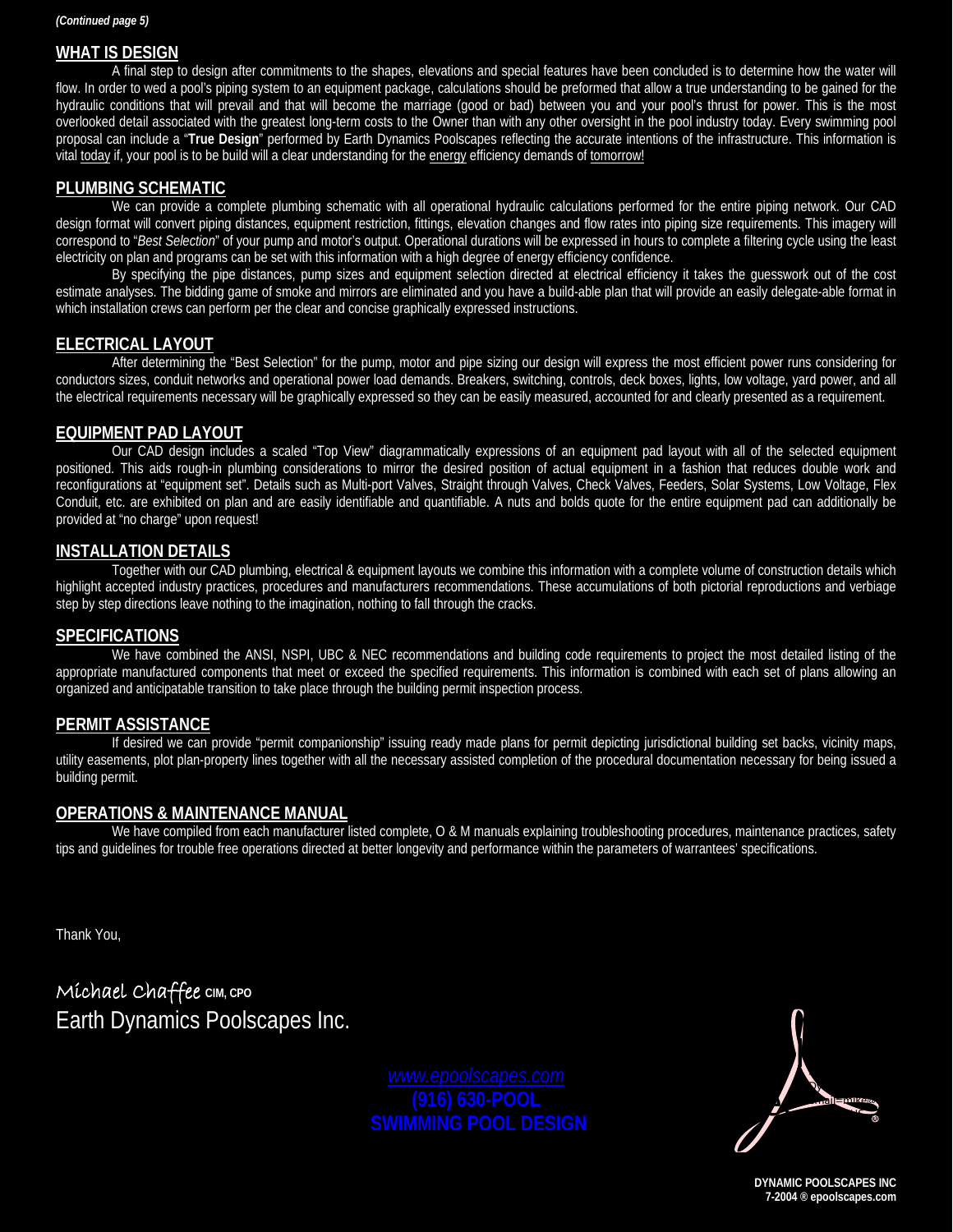*(Continued page 5)*

## WHAT IS DESIGN

A final step to design after commitments to the shapes, elevations and special features have been concluded is to determine how the water will flow. In order to wed a pool's piping system to an equipment package, calculations should be preformed that allow a true understanding to be gained for the hydraulic conditions that will prevail and that will become the marriage (good or bad) between you and your pool's thrust for power. This is the most overlooked detail associated with the greatest long-term costs to the Owner than with any other oversight in the pool industry today. Every swimming pool proposal can include a "**True Design**" performed by Earth Dynamics Poolscapes reflecting the accurate intentions of the infrastructure. This information is vital today if, your pool is to be build will a clear understanding for the energy efficiency demands of tomorrow!

## PLUMBING SCHEMATIC

We can provide a complete plumbing schematic with all operational hydraulic calculations performed for the entire piping network. Our CAD design format will convert piping distances, equipment restriction, fittings, elevation changes and flow rates into piping size requirements. This imagery will correspond to "*Best Selection*" of your pump and motor's output. Operational durations will be expressed in hours to complete a filtering cycle using the least electricity on plan and programs can be set with this information with a high degree of energy efficiency confidence.

By specifying the pipe distances, pump sizes and equipment selection directed at electrical efficiency it takes the guesswork out of the cost estimate analyses. The bidding game of smoke and mirrors are eliminated and you have a build-able plan that will provide an easily delegate-able format in which installation crews can perform per the clear and concise graphically expressed instructions.

## ELECTRICAL LAYOUT

After determining the "Best Selection" for the pump, motor and pipe sizing our design will express the most efficient power runs considering for conductors sizes, conduit networks and operational power load demands. Breakers, switching, controls, deck boxes, lights, low voltage, yard power, and all the electrical requirements necessary will be graphically expressed so they can be easily measured, accounted for and clearly presented as a requirement.

## EQUIPMENT PAD LAYOUT

Our CAD design includes a scaled "Top View" diagrammatically expressions of an equipment pad layout with all of the selected equipment positioned. This aids rough-in plumbing considerations to mirror the desired position of actual equipment in a fashion that reduces double work and reconfigurations at "equipment set". Details such as Multi-port Valves, Straight through Valves, Check Valves, Feeders, Solar Systems, Low Voltage, Flex Conduit, etc. are exhibited on plan and are easily identifiable and quantifiable. A nuts and bolds quote for the entire equipment pad can additionally be provided at "no charge" upon request!

## INSTALLATION DETAILS

Together with our CAD plumbing, electrical & equipment layouts we combine this information with a complete volume of construction details which highlight accepted industry practices, procedures and manufacturers recommendations. These accumulations of both pictorial reproductions and verbiage step by step directions leave nothing to the imagination, nothing to fall through the cracks.

## SPECIFICATIONS

We have combined the ANSI, NSPI, UBC & NEC recommendations and building code requirements to project the most detailed listing of the appropriate manufactured components that meet or exceed the specified requirements. This information is combined with each set of plans allowing an organized and anticipatable transition to take place through the building permit inspection process.

## PERMIT ASSISTANCE

If desired we can provide "permit companionship" issuing ready made plans for permit depicting jurisdictional building set backs, vicinity maps, utility easements, plot plan-property lines together with all the necessary assisted completion of the procedural documentation necessary for being issued a building permit.

## OPERATIONS & MAINTENANCE MANUAL

We have compiled from each manufacturer listed complete, O & M manuals explaining troubleshooting procedures, maintenance practices, safety tips and guidelines for trouble free operations directed at better longevity and performance within the parameters of warrantees' specifications.

Thank You,

Michael Chaffee **CIM, CPO**
Earth Dynamics Poolscapes Inc.

www.epoolscapes.com
**(916) 630-POOL**
**SWIMMING POOL DESIGN**

**DYNAMIC POOLSCAPES INC**
**7-2004 ® epoolscapes.com**